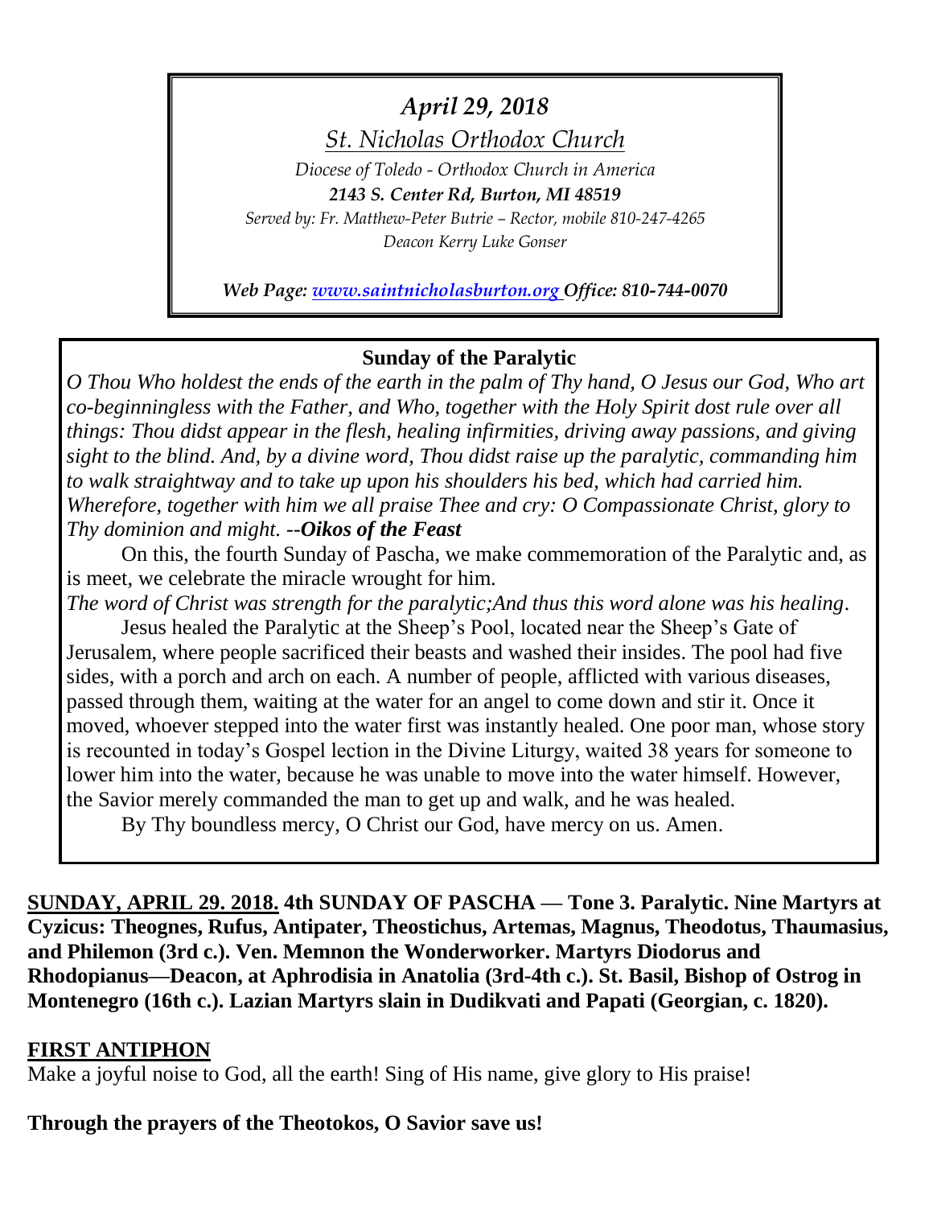*April 29, 2018*

*St. Nicholas Orthodox Church*

*Diocese of Toledo - Orthodox Church in America*

***2143 S. Center Rd, Burton, MI 48519***

*Served by: Fr. Matthew-Peter Butrie – Rector, mobile 810-247-4265*

*Deacon Kerry Luke Gonser*

***Web Page: [www.saintnicholasburton.org](http://www.saintnicholasburton.org) Office: 810-744-0070***

**Sunday of the Paralytic**

*O Thou Who holdest the ends of the earth in the palm of Thy hand, O Jesus our God, Who art co-beginningless with the Father, and Who, together with the Holy Spirit dost rule over all things: Thou didst appear in the flesh, healing infirmities, driving away passions, and giving sight to the blind. And, by a divine word, Thou didst raise up the paralytic, commanding him to walk straightway and to take up upon his shoulders his bed, which had carried him. Wherefore, together with him we all praise Thee and cry: O Compassionate Christ, glory to Thy dominion and might. --**Oikos of the Feast***

On this, the fourth Sunday of Pascha, we make commemoration of the Paralytic and, as is meet, we celebrate the miracle wrought for him.

*The word of Christ was strength for the paralytic;And thus this word alone was his healing.*

Jesus healed the Paralytic at the Sheep's Pool, located near the Sheep's Gate of Jerusalem, where people sacrificed their beasts and washed their insides. The pool had five sides, with a porch and arch on each. A number of people, afflicted with various diseases, passed through them, waiting at the water for an angel to come down and stir it. Once it moved, whoever stepped into the water first was instantly healed. One poor man, whose story is recounted in today's Gospel lection in the Divine Liturgy, waited 38 years for someone to lower him into the water, because he was unable to move into the water himself. However, the Savior merely commanded the man to get up and walk, and he was healed.

By Thy boundless mercy, O Christ our God, have mercy on us. Amen.

**SUNDAY, APRIL 29. 2018. 4th SUNDAY OF PASCHA — Tone 3. Paralytic. Nine Martyrs at Cyzicus: Theognes, Rufus, Antipater, Theostichus, Artemas, Magnus, Theodotus, Thaumasius, and Philemon (3rd c.). Ven. Memnon the Wonderworker. Martyrs Diodorus and Rhodopianus—Deacon, at Aphrodisia in Anatolia (3rd-4th c.). St. Basil, Bishop of Ostrog in Montenegro (16th c.). Lazian Martyrs slain in Dudikvati and Papati (Georgian, c. 1820).**

**FIRST ANTIPHON**

Make a joyful noise to God, all the earth! Sing of His name, give glory to His praise!

**Through the prayers of the Theotokos, O Savior save us!**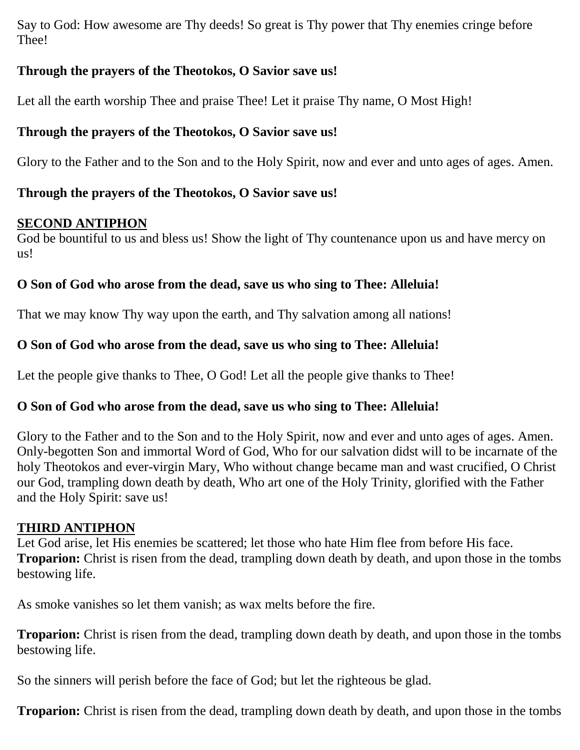Say to God: How awesome are Thy deeds! So great is Thy power that Thy enemies cringe before Thee!

**Through the prayers of the Theotokos, O Savior save us!**

Let all the earth worship Thee and praise Thee! Let it praise Thy name, O Most High!

**Through the prayers of the Theotokos, O Savior save us!**

Glory to the Father and to the Son and to the Holy Spirit, now and ever and unto ages of ages. Amen.

**Through the prayers of the Theotokos, O Savior save us!**

**SECOND ANTIPHON**

God be bountiful to us and bless us! Show the light of Thy countenance upon us and have mercy on us!

**O Son of God who arose from the dead, save us who sing to Thee: Alleluia!**

That we may know Thy way upon the earth, and Thy salvation among all nations!

**O Son of God who arose from the dead, save us who sing to Thee: Alleluia!**

Let the people give thanks to Thee, O God! Let all the people give thanks to Thee!

**O Son of God who arose from the dead, save us who sing to Thee: Alleluia!**

Glory to the Father and to the Son and to the Holy Spirit, now and ever and unto ages of ages. Amen. Only-begotten Son and immortal Word of God, Who for our salvation didst will to be incarnate of the holy Theotokos and ever-virgin Mary, Who without change became man and wast crucified, O Christ our God, trampling down death by death, Who art one of the Holy Trinity, glorified with the Father and the Holy Spirit: save us!

**THIRD ANTIPHON**

Let God arise, let His enemies be scattered; let those who hate Him flee from before His face.
**Troparion:** Christ is risen from the dead, trampling down death by death, and upon those in the tombs bestowing life.

As smoke vanishes so let them vanish; as wax melts before the fire.

**Troparion:** Christ is risen from the dead, trampling down death by death, and upon those in the tombs bestowing life.

So the sinners will perish before the face of God; but let the righteous be glad.

**Troparion:** Christ is risen from the dead, trampling down death by death, and upon those in the tombs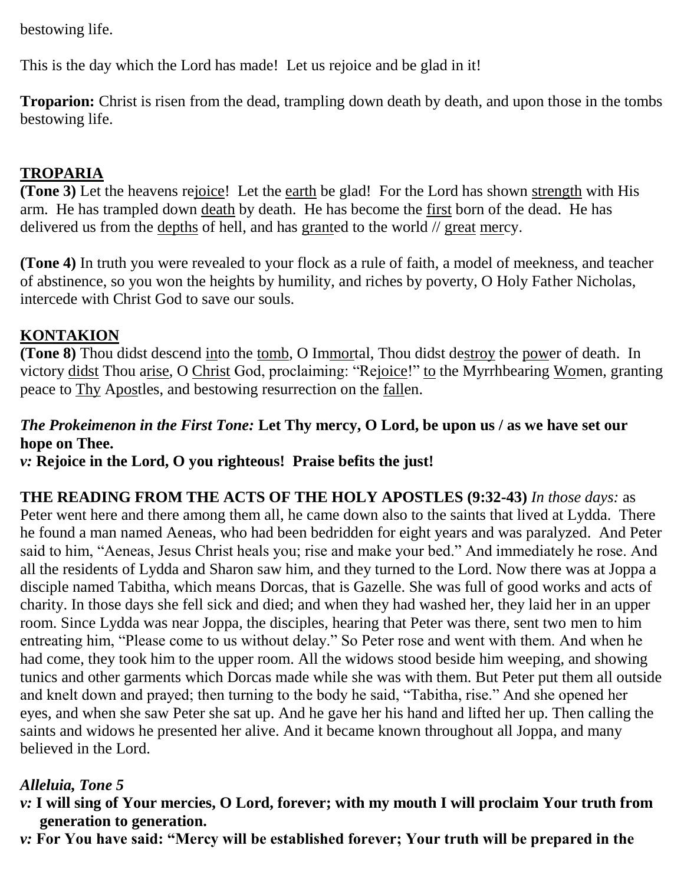bestowing life.

This is the day which the Lord has made! Let us rejoice and be glad in it!

**Troparion:** Christ is risen from the dead, trampling down death by death, and upon those in the tombs bestowing life.

## TROPARIA

**(Tone 3)** Let the heavens rejoice! Let the earth be glad! For the Lord has shown strength with His arm. He has trampled down death by death. He has become the first born of the dead. He has delivered us from the depths of hell, and has granted to the world // great mercy.

**(Tone 4)** In truth you were revealed to your flock as a rule of faith, a model of meekness, and teacher of abstinence, so you won the heights by humility, and riches by poverty, O Holy Father Nicholas, intercede with Christ God to save our souls.

## KONTAKION

**(Tone 8)** Thou didst descend into the tomb, O Immortal, Thou didst destroy the power of death. In victory didst Thou arise, O Christ God, proclaiming: "Rejoice!" to the Myrrhbearing Women, granting peace to Thy Apostles, and bestowing resurrection on the fallen.

***The Prokeimenon in the First Tone:*** **Let Thy mercy, O Lord, be upon us / as we have set our hope on Thee.**

***v:*** **Rejoice in the Lord, O you righteous! Praise befits the just!**

**THE READING FROM THE ACTS OF THE HOLY APOSTLES (9:32-43)** *In those days:* as Peter went here and there among them all, he came down also to the saints that lived at Lydda. There he found a man named Aeneas, who had been bedridden for eight years and was paralyzed. And Peter said to him, "Aeneas, Jesus Christ heals you; rise and make your bed." And immediately he rose. And all the residents of Lydda and Sharon saw him, and they turned to the Lord. Now there was at Joppa a disciple named Tabitha, which means Dorcas, that is Gazelle. She was full of good works and acts of charity. In those days she fell sick and died; and when they had washed her, they laid her in an upper room. Since Lydda was near Joppa, the disciples, hearing that Peter was there, sent two men to him entreating him, "Please come to us without delay." So Peter rose and went with them. And when he had come, they took him to the upper room. All the widows stood beside him weeping, and showing tunics and other garments which Dorcas made while she was with them. But Peter put them all outside and knelt down and prayed; then turning to the body he said, "Tabitha, rise." And she opened her eyes, and when she saw Peter she sat up. And he gave her his hand and lifted her up. Then calling the saints and widows he presented her alive. And it became known throughout all Joppa, and many believed in the Lord.

***Alleluia, Tone 5***

***v:*** **I will sing of Your mercies, O Lord, forever; with my mouth I will proclaim Your truth from generation to generation.**

***v:*** **For You have said: "Mercy will be established forever; Your truth will be prepared in the**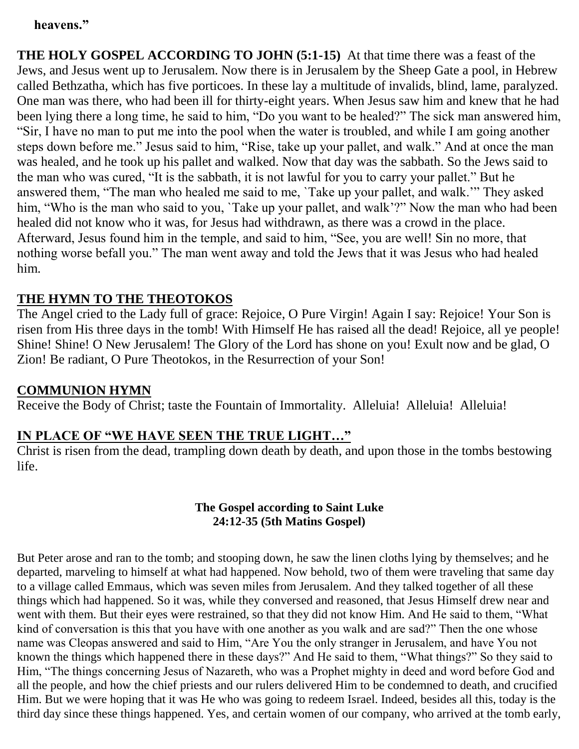**heavens."**

**THE HOLY GOSPEL ACCORDING TO JOHN (5:1-15)** At that time there was a feast of the Jews, and Jesus went up to Jerusalem. Now there is in Jerusalem by the Sheep Gate a pool, in Hebrew called Bethzatha, which has five porticoes. In these lay a multitude of invalids, blind, lame, paralyzed. One man was there, who had been ill for thirty-eight years. When Jesus saw him and knew that he had been lying there a long time, he said to him, "Do you want to be healed?" The sick man answered him, "Sir, I have no man to put me into the pool when the water is troubled, and while I am going another steps down before me." Jesus said to him, "Rise, take up your pallet, and walk." And at once the man was healed, and he took up his pallet and walked. Now that day was the sabbath. So the Jews said to the man who was cured, "It is the sabbath, it is not lawful for you to carry your pallet." But he answered them, "The man who healed me said to me, `Take up your pallet, and walk.'" They asked him, "Who is the man who said to you, `Take up your pallet, and walk'?" Now the man who had been healed did not know who it was, for Jesus had withdrawn, as there was a crowd in the place. Afterward, Jesus found him in the temple, and said to him, "See, you are well! Sin no more, that nothing worse befall you." The man went away and told the Jews that it was Jesus who had healed him.

## THE HYMN TO THE THEOTOKOS

The Angel cried to the Lady full of grace: Rejoice, O Pure Virgin! Again I say: Rejoice! Your Son is risen from His three days in the tomb! With Himself He has raised all the dead! Rejoice, all ye people! Shine! Shine! O New Jerusalem! The Glory of the Lord has shone on you! Exult now and be glad, O Zion! Be radiant, O Pure Theotokos, in the Resurrection of your Son!

## COMMUNION HYMN

Receive the Body of Christ; taste the Fountain of Immortality. Alleluia! Alleluia! Alleluia!

## IN PLACE OF "WE HAVE SEEN THE TRUE LIGHT…"

Christ is risen from the dead, trampling down death by death, and upon those in the tombs bestowing life.

### The Gospel according to Saint Luke 24:12-35 (5th Matins Gospel)

But Peter arose and ran to the tomb; and stooping down, he saw the linen cloths lying by themselves; and he departed, marveling to himself at what had happened. Now behold, two of them were traveling that same day to a village called Emmaus, which was seven miles from Jerusalem. And they talked together of all these things which had happened. So it was, while they conversed and reasoned, that Jesus Himself drew near and went with them. But their eyes were restrained, so that they did not know Him. And He said to them, "What kind of conversation is this that you have with one another as you walk and are sad?" Then the one whose name was Cleopas answered and said to Him, "Are You the only stranger in Jerusalem, and have You not known the things which happened there in these days?" And He said to them, "What things?" So they said to Him, "The things concerning Jesus of Nazareth, who was a Prophet mighty in deed and word before God and all the people, and how the chief priests and our rulers delivered Him to be condemned to death, and crucified Him. But we were hoping that it was He who was going to redeem Israel. Indeed, besides all this, today is the third day since these things happened. Yes, and certain women of our company, who arrived at the tomb early,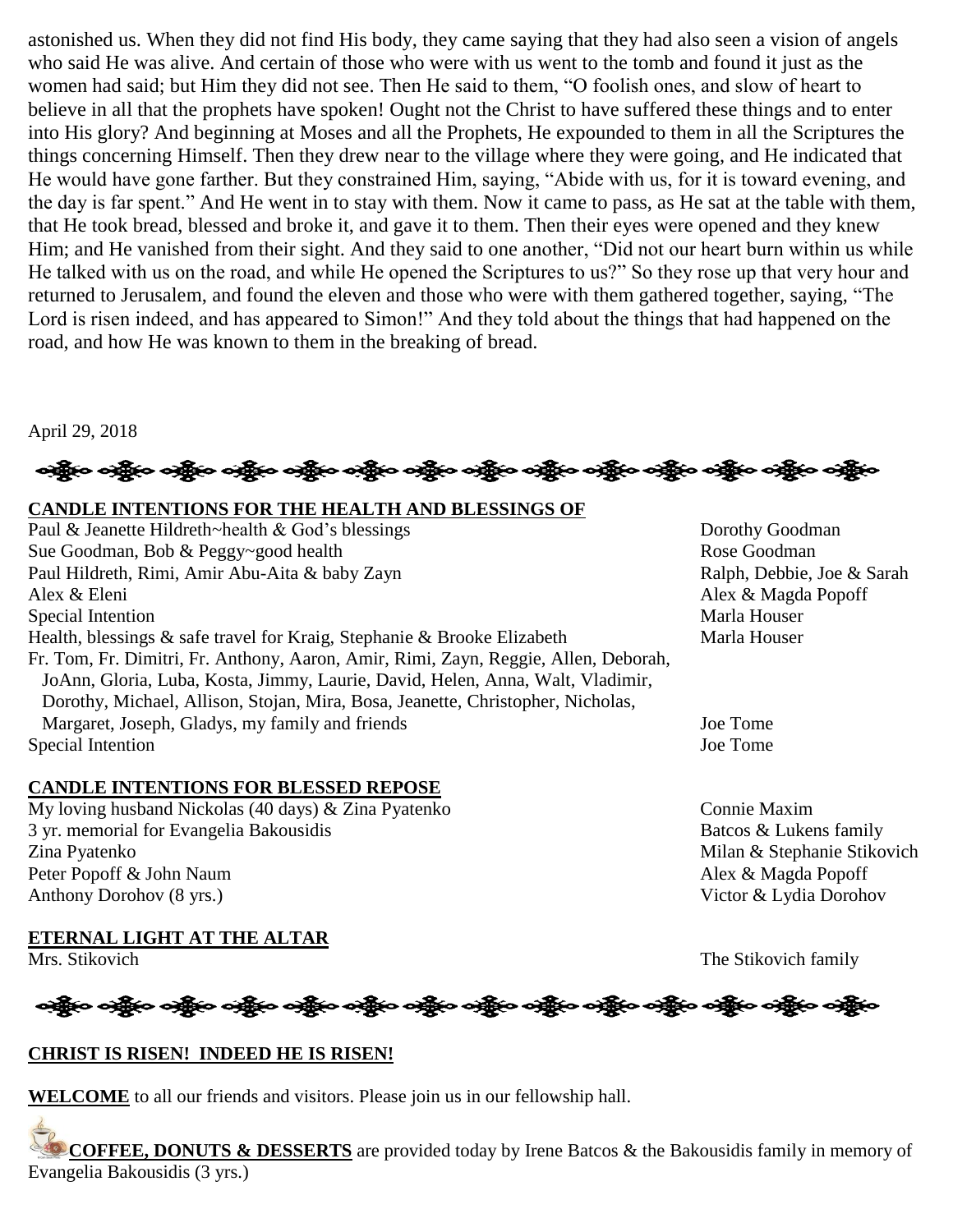astonished us. When they did not find His body, they came saying that they had also seen a vision of angels who said He was alive. And certain of those who were with us went to the tomb and found it just as the women had said; but Him they did not see. Then He said to them, "O foolish ones, and slow of heart to believe in all that the prophets have spoken! Ought not the Christ to have suffered these things and to enter into His glory? And beginning at Moses and all the Prophets, He expounded to them in all the Scriptures the things concerning Himself. Then they drew near to the village where they were going, and He indicated that He would have gone farther. But they constrained Him, saying, "Abide with us, for it is toward evening, and the day is far spent." And He went in to stay with them. Now it came to pass, as He sat at the table with them, that He took bread, blessed and broke it, and gave it to them. Then their eyes were opened and they knew Him; and He vanished from their sight. And they said to one another, "Did not our heart burn within us while He talked with us on the road, and while He opened the Scriptures to us?" So they rose up that very hour and returned to Jerusalem, and found the eleven and those who were with them gathered together, saying, "The Lord is risen indeed, and has appeared to Simon!" And they told about the things that had happened on the road, and how He was known to them in the breaking of bread.

April 29, 2018

**CANDLE INTENTIONS FOR THE HEALTH AND BLESSINGS OF**

| | |
|---|---|
| Paul & Jeanette Hildreth~health & God's blessings | Dorothy Goodman |
| Sue Goodman, Bob & Peggy~good health | Rose Goodman |
| Paul Hildreth, Rimi, Amir Abu-Aita & baby Zayn | Ralph, Debbie, Joe & Sarah |
| Alex & Eleni | Alex & Magda Popoff |
| Special Intention | Marla Houser |
| Health, blessings & safe travel for Kraig, Stephanie & Brooke Elizabeth | Marla Houser |
| Fr. Tom, Fr. Dimitri, Fr. Anthony, Aaron, Amir, Rimi, Zayn, Reggie, Allen, Deborah, JoAnn, Gloria, Luba, Kosta, Jimmy, Laurie, David, Helen, Anna, Walt, Vladimir, Dorothy, Michael, Allison, Stojan, Mira, Bosa, Jeanette, Christopher, Nicholas, Margaret, Joseph, Gladys, my family and friends | Joe Tome |
| Special Intention | Joe Tome |

**CANDLE INTENTIONS FOR BLESSED REPOSE**

| | |
|---|---|
| My loving husband Nickolas (40 days) & Zina Pyatenko | Connie Maxim |
| 3 yr. memorial for Evangelia Bakousidis | Batcos & Lukens family |
| Zina Pyatenko | Milan & Stephanie Stikovich |
| Peter Popoff & John Naum | Alex & Magda Popoff |
| Anthony Dorohov (8 yrs.) | Victor & Lydia Dorohov |

**ETERNAL LIGHT AT THE ALTAR**

| | |
|---|---|
| Mrs. Stikovich | The Stikovich family |

**CHRIST IS RISEN! INDEED HE IS RISEN!**

**WELCOME** to all our friends and visitors. Please join us in our fellowship hall.

**COFFEE, DONUTS & DESSERTS** are provided today by Irene Batcos & the Bakousidis family in memory of Evangelia Bakousidis (3 yrs.)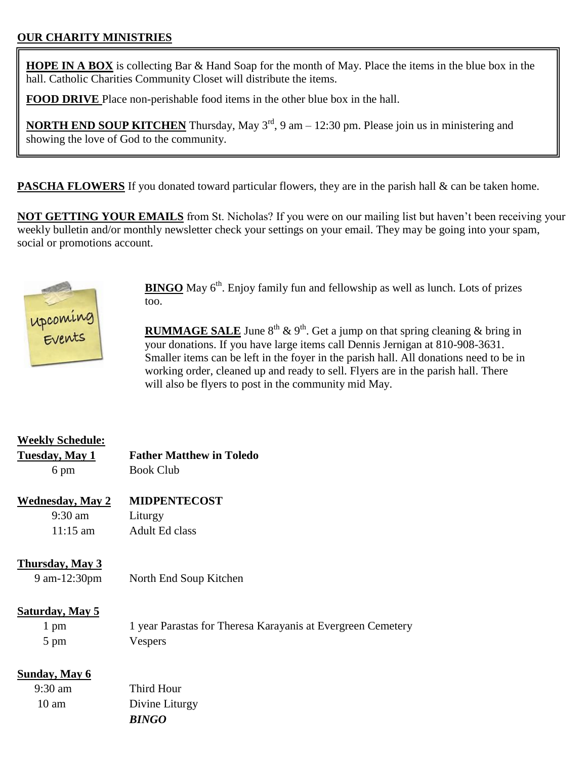## OUR CHARITY MINISTRIES

**HOPE IN A BOX** is collecting Bar & Hand Soap for the month of May. Place the items in the blue box in the hall. Catholic Charities Community Closet will distribute the items.

**FOOD DRIVE** Place non-perishable food items in the other blue box in the hall.

**NORTH END SOUP KITCHEN** Thursday, May 3rd, 9 am – 12:30 pm. Please join us in ministering and showing the love of God to the community.

**PASCHA FLOWERS** If you donated toward particular flowers, they are in the parish hall & can be taken home.

**NOT GETTING YOUR EMAILS** from St. Nicholas? If you were on our mailing list but haven't been receiving your weekly bulletin and/or monthly newsletter check your settings on your email. They may be going into your spam, social or promotions account.

Upcoming Events

**BINGO** May 6th. Enjoy family fun and fellowship as well as lunch. Lots of prizes too.

**RUMMAGE SALE** June 8th & 9th. Get a jump on that spring cleaning & bring in your donations. If you have large items call Dennis Jernigan at 810-908-3631. Smaller items can be left in the foyer in the parish hall. All donations need to be in working order, cleaned up and ready to sell. Flyers are in the parish hall. There will also be flyers to post in the community mid May.

## Weekly Schedule:

**Tuesday, May 1** — **Father Matthew in Toledo**
- 6 pm — Book Club

**Wednesday, May 2** — **MIDPENTECOST**
- 9:30 am — Liturgy
- 11:15 am — Adult Ed class

**Thursday, May 3**
- 9 am-12:30pm — North End Soup Kitchen

**Saturday, May 5**
- 1 pm — 1 year Parastas for Theresa Karayanis at Evergreen Cemetery
- 5 pm — Vespers

**Sunday, May 6**
- 9:30 am — Third Hour
- 10 am — Divine Liturgy
- ***BINGO***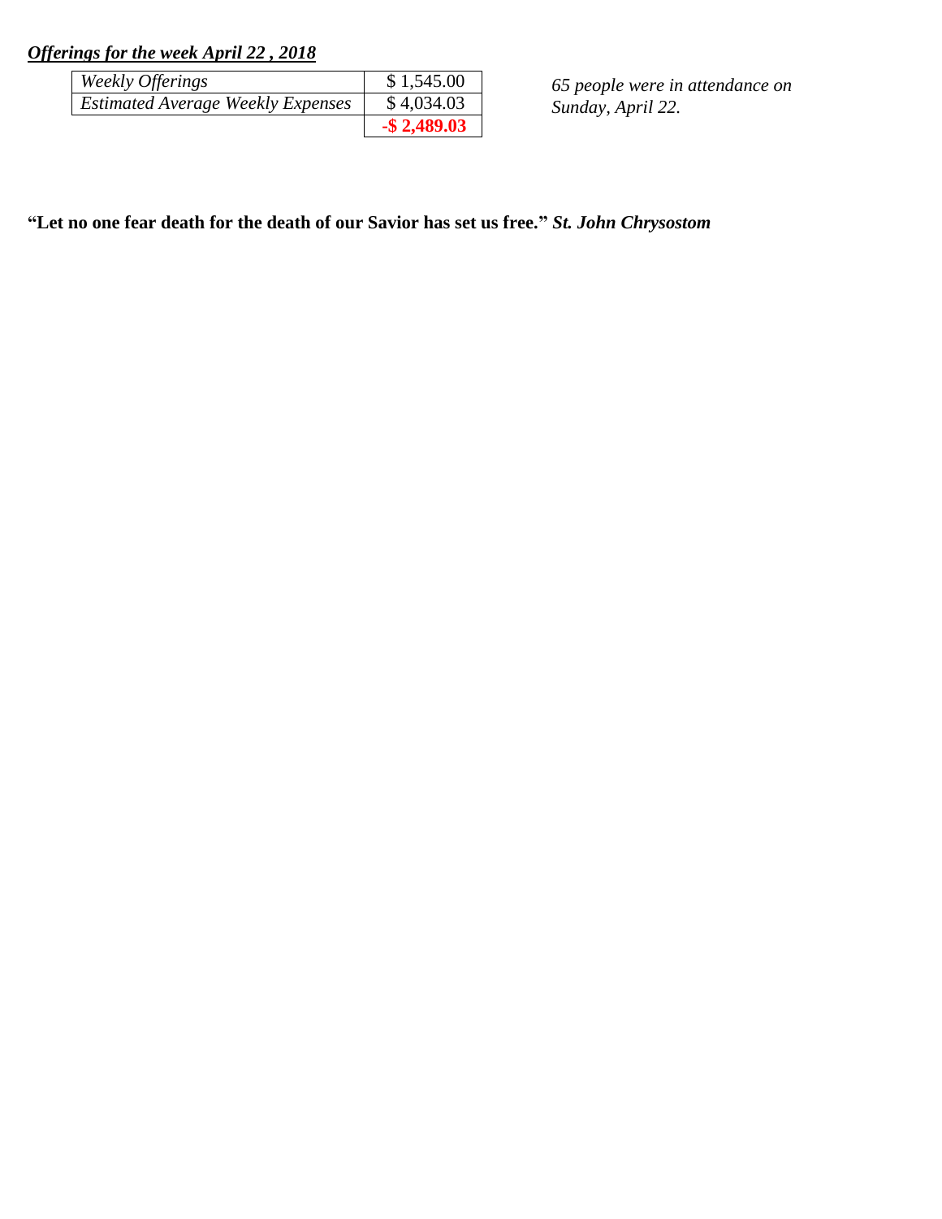***Offerings for the week April 22 , 2018***

| | |
|---|---|
| *Weekly Offerings* | $ 1,545.00 |
| *Estimated Average Weekly Expenses* | $ 4,034.03 |
| | **-$ 2,489.03** |

*65 people were in attendance on Sunday, April 22.*

**"Let no one fear death for the death of our Savior has set us free."** ***St. John Chrysostom***